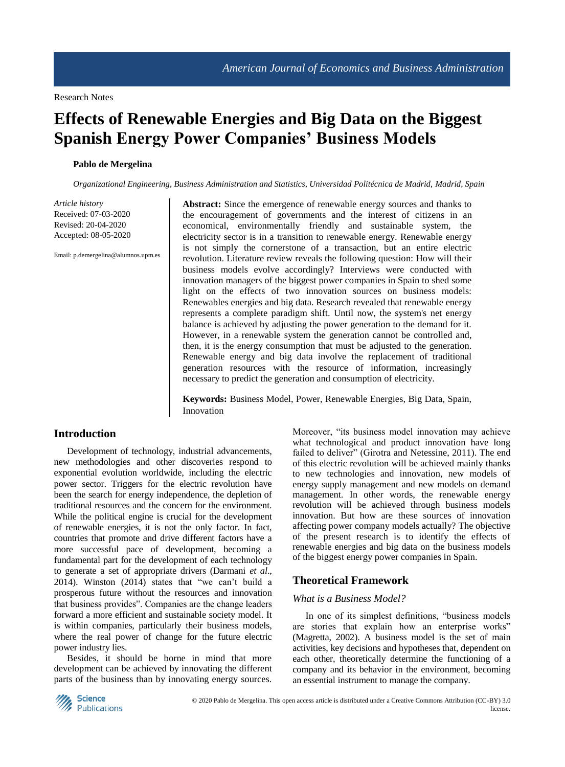Research Notes

# Effects of Renewable Energies and Big Data on the Biggest Spanish Energy Power Companies' Business Models

**Pablo de Mergelina**

*Organizational Engineering, Business Administration and Statistics, Universidad Politécnica de Madrid, Madrid, Spain*

*Article history*
Received: 07-03-2020
Revised: 20-04-2020
Accepted: 08-05-2020

Email: p.demergelina@alumnos.upm.es

**Abstract:** Since the emergence of renewable energy sources and thanks to the encouragement of governments and the interest of citizens in an economical, environmentally friendly and sustainable system, the electricity sector is in a transition to renewable energy. Renewable energy is not simply the cornerstone of a transaction, but an entire electric revolution. Literature review reveals the following question: How will their business models evolve accordingly? Interviews were conducted with innovation managers of the biggest power companies in Spain to shed some light on the effects of two innovation sources on business models: Renewables energies and big data. Research revealed that renewable energy represents a complete paradigm shift. Until now, the system's net energy balance is achieved by adjusting the power generation to the demand for it. However, in a renewable system the generation cannot be controlled and, then, it is the energy consumption that must be adjusted to the generation. Renewable energy and big data involve the replacement of traditional generation resources with the resource of information, increasingly necessary to predict the generation and consumption of electricity.

**Keywords:** Business Model, Power, Renewable Energies, Big Data, Spain, Innovation

## Introduction

Development of technology, industrial advancements, new methodologies and other discoveries respond to exponential evolution worldwide, including the electric power sector. Triggers for the electric revolution have been the search for energy independence, the depletion of traditional resources and the concern for the environment. While the political engine is crucial for the development of renewable energies, it is not the only factor. In fact, countries that promote and drive different factors have a more successful pace of development, becoming a fundamental part for the development of each technology to generate a set of appropriate drivers (Darmani *et al*., 2014). Winston (2014) states that "we can't build a prosperous future without the resources and innovation that business provides". Companies are the change leaders forward a more efficient and sustainable society model. It is within companies, particularly their business models, where the real power of change for the future electric power industry lies.

Besides, it should be borne in mind that more development can be achieved by innovating the different parts of the business than by innovating energy sources. Moreover, "its business model innovation may achieve what technological and product innovation have long failed to deliver" (Girotra and Netessine, 2011). The end of this electric revolution will be achieved mainly thanks to new technologies and innovation, new models of energy supply management and new models on demand management. In other words, the renewable energy revolution will be achieved through business models innovation. But how are these sources of innovation affecting power company models actually? The objective of the present research is to identify the effects of renewable energies and big data on the business models of the biggest energy power companies in Spain.

## Theoretical Framework

### *What is a Business Model?*

In one of its simplest definitions, "business models are stories that explain how an enterprise works" (Magretta, 2002). A business model is the set of main activities, key decisions and hypotheses that, dependent on each other, theoretically determine the functioning of a company and its behavior in the environment, becoming an essential instrument to manage the company.

© 2020 Pablo de Mergelina. This open access article is distributed under a Creative Commons Attribution (CC-BY) 3.0 license.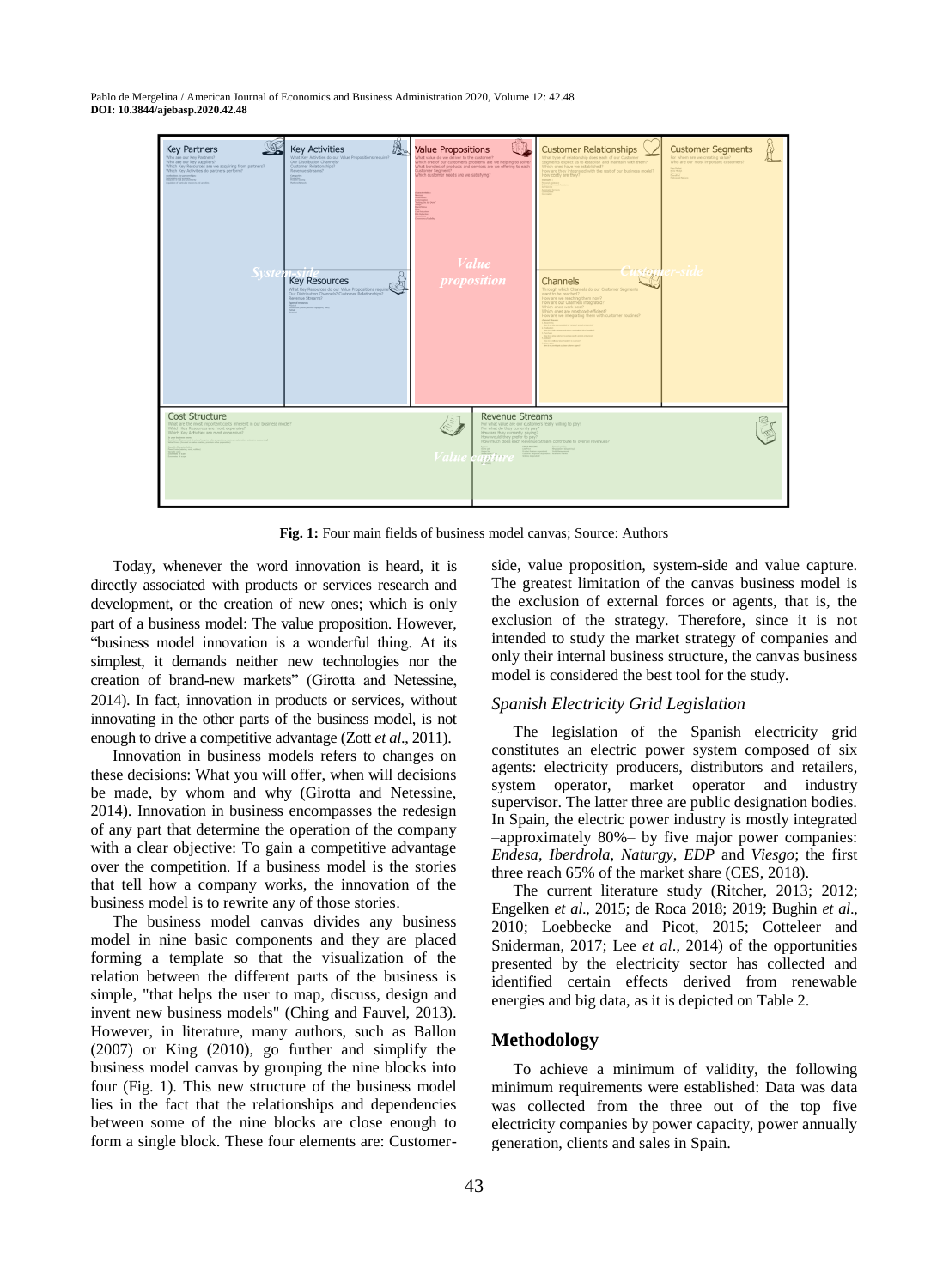**Fig. 1:** Four main fields of business model canvas; Source: Authors

Today, whenever the word innovation is heard, it is directly associated with products or services research and development, or the creation of new ones; which is only part of a business model: The value proposition. However, "business model innovation is a wonderful thing. At its simplest, it demands neither new technologies nor the creation of brand-new markets" (Girotta and Netessine, 2014). In fact, innovation in products or services, without innovating in the other parts of the business model, is not enough to drive a competitive advantage (Zott *et al*., 2011).

Innovation in business models refers to changes on these decisions: What you will offer, when will decisions be made, by whom and why (Girotta and Netessine, 2014). Innovation in business encompasses the redesign of any part that determine the operation of the company with a clear objective: To gain a competitive advantage over the competition. If a business model is the stories that tell how a company works, the innovation of the business model is to rewrite any of those stories.

The business model canvas divides any business model in nine basic components and they are placed forming a template so that the visualization of the relation between the different parts of the business is simple, "that helps the user to map, discuss, design and invent new business models" (Ching and Fauvel, 2013). However, in literature, many authors, such as Ballon (2007) or King (2010), go further and simplify the business model canvas by grouping the nine blocks into four (Fig. 1). This new structure of the business model lies in the fact that the relationships and dependencies between some of the nine blocks are close enough to form a single block. These four elements are: Customer-side, value proposition, system-side and value capture. The greatest limitation of the canvas business model is the exclusion of external forces or agents, that is, the exclusion of the strategy. Therefore, since it is not intended to study the market strategy of companies and only their internal business structure, the canvas business model is considered the best tool for the study.

### *Spanish Electricity Grid Legislation*

The legislation of the Spanish electricity grid constitutes an electric power system composed of six agents: electricity producers, distributors and retailers, system operator, market operator and industry supervisor. The latter three are public designation bodies. In Spain, the electric power industry is mostly integrated –approximately 80%– by five major power companies: *Endesa*, *Iberdrola*, *Naturgy*, *EDP* and *Viesgo*; the first three reach 65% of the market share (CES, 2018).

The current literature study (Ritcher, 2013; 2012; Engelken *et al*., 2015; de Roca 2018; 2019; Bughin *et al*., 2010; Loebbecke and Picot, 2015; Cotteleer and Sniderman, 2017; Lee *et al*., 2014) of the opportunities presented by the electricity sector has collected and identified certain effects derived from renewable energies and big data, as it is depicted on Table 2.

## Methodology

To achieve a minimum of validity, the following minimum requirements were established: Data was data was collected from the three out of the top five electricity companies by power capacity, power annually generation, clients and sales in Spain.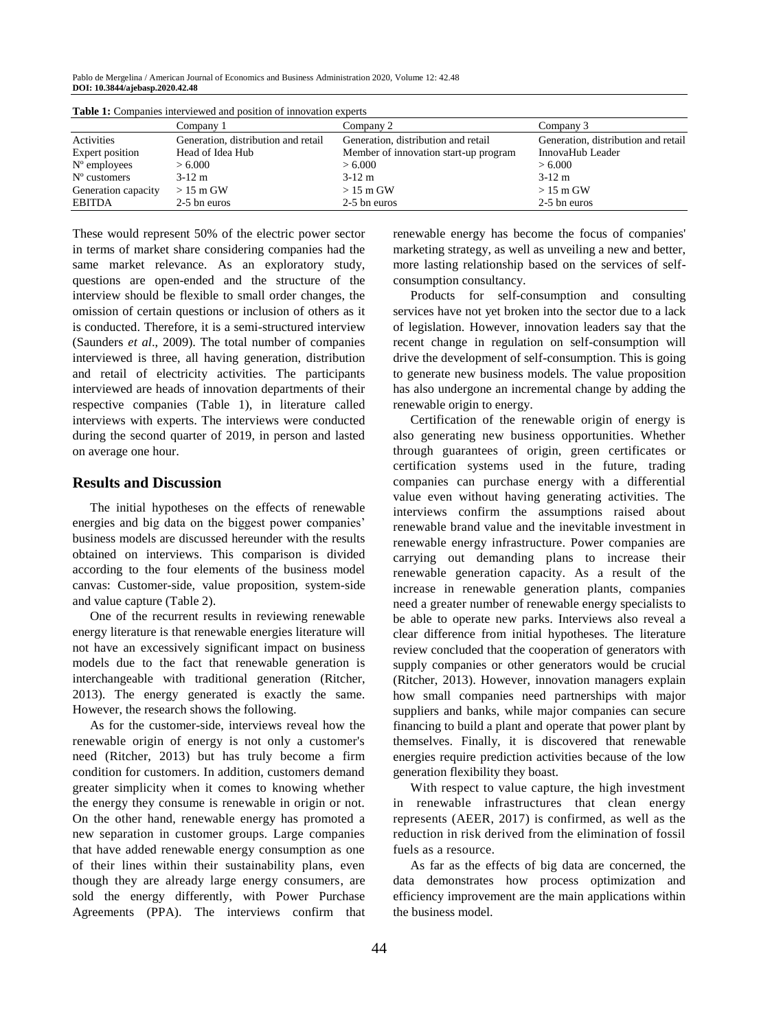**Table 1:** Companies interviewed and position of innovation experts

| | Company 1 | Company 2 | Company 3 |
|---|---|---|---|
| Activities | Generation, distribution and retail | Generation, distribution and retail | Generation, distribution and retail |
| Expert position | Head of Idea Hub | Member of innovation start-up program | InnovaHub Leader |
| Nº employees | > 6.000 | > 6.000 | > 6.000 |
| Nº customers | 3-12 m | 3-12 m | 3-12 m |
| Generation capacity | > 15 m GW | > 15 m GW | > 15 m GW |
| EBITDA | 2-5 bn euros | 2-5 bn euros | 2-5 bn euros |

These would represent 50% of the electric power sector in terms of market share considering companies had the same market relevance. As an exploratory study, questions are open-ended and the structure of the interview should be flexible to small order changes, the omission of certain questions or inclusion of others as it is conducted. Therefore, it is a semi-structured interview (Saunders *et al*., 2009). The total number of companies interviewed is three, all having generation, distribution and retail of electricity activities. The participants interviewed are heads of innovation departments of their respective companies (Table 1), in literature called interviews with experts. The interviews were conducted during the second quarter of 2019, in person and lasted on average one hour.

## Results and Discussion

The initial hypotheses on the effects of renewable energies and big data on the biggest power companies' business models are discussed hereunder with the results obtained on interviews. This comparison is divided according to the four elements of the business model canvas: Customer-side, value proposition, system-side and value capture (Table 2).

One of the recurrent results in reviewing renewable energy literature is that renewable energies literature will not have an excessively significant impact on business models due to the fact that renewable generation is interchangeable with traditional generation (Ritcher, 2013). The energy generated is exactly the same. However, the research shows the following.

As for the customer-side, interviews reveal how the renewable origin of energy is not only a customer's need (Ritcher, 2013) but has truly become a firm condition for customers. In addition, customers demand greater simplicity when it comes to knowing whether the energy they consume is renewable in origin or not. On the other hand, renewable energy has promoted a new separation in customer groups. Large companies that have added renewable energy consumption as one of their lines within their sustainability plans, even though they are already large energy consumers, are sold the energy differently, with Power Purchase Agreements (PPA). The interviews confirm that renewable energy has become the focus of companies' marketing strategy, as well as unveiling a new and better, more lasting relationship based on the services of self-consumption consultancy.

Products for self-consumption and consulting services have not yet broken into the sector due to a lack of legislation. However, innovation leaders say that the recent change in regulation on self-consumption will drive the development of self-consumption. This is going to generate new business models. The value proposition has also undergone an incremental change by adding the renewable origin to energy.

Certification of the renewable origin of energy is also generating new business opportunities. Whether through guarantees of origin, green certificates or certification systems used in the future, trading companies can purchase energy with a differential value even without having generating activities. The interviews confirm the assumptions raised about renewable brand value and the inevitable investment in renewable energy infrastructure. Power companies are carrying out demanding plans to increase their renewable generation capacity. As a result of the increase in renewable generation plants, companies need a greater number of renewable energy specialists to be able to operate new parks. Interviews also reveal a clear difference from initial hypotheses. The literature review concluded that the cooperation of generators with supply companies or other generators would be crucial (Ritcher, 2013). However, innovation managers explain how small companies need partnerships with major suppliers and banks, while major companies can secure financing to build a plant and operate that power plant by themselves. Finally, it is discovered that renewable energies require prediction activities because of the low generation flexibility they boast.

With respect to value capture, the high investment in renewable infrastructures that clean energy represents (AEER, 2017) is confirmed, as well as the reduction in risk derived from the elimination of fossil fuels as a resource.

As far as the effects of big data are concerned, the data demonstrates how process optimization and efficiency improvement are the main applications within the business model.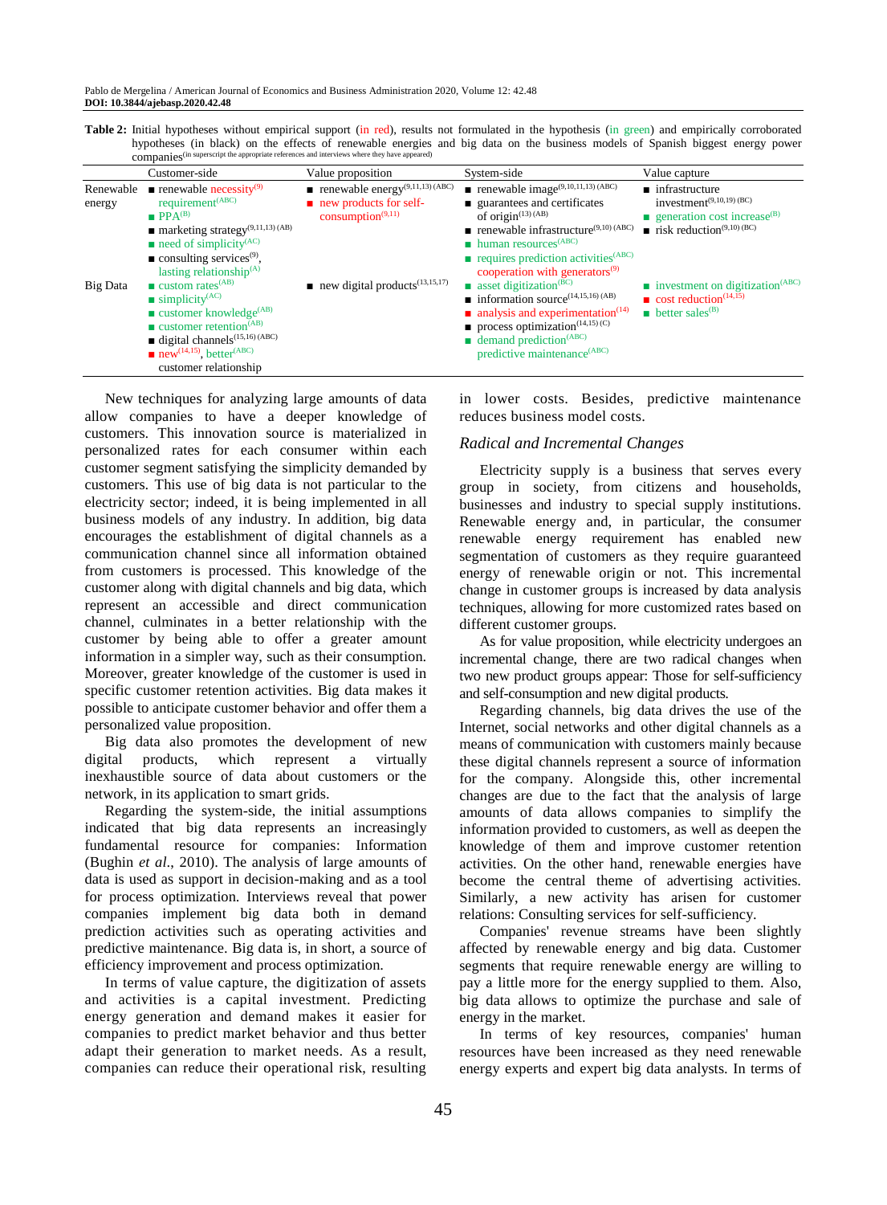**Table 2:** Initial hypotheses without empirical support (in red), results not formulated in the hypothesis (in green) and empirically corroborated hypotheses (in black) on the effects of renewable energies and big data on the business models of Spanish biggest energy power companies(in superscript the appropriate references and interviews where they have appeared)

| | Customer-side | Value proposition | System-side | Value capture |
|---|---|---|---|---|
| Renewable energy | ■ renewable necessity[9] requirement[ABC]<br>■ PPA[B]<br>■ marketing strategy[9,11,13] (AB)<br>■ need of simplicity[AC]<br>■ consulting services[9], lasting relationship[A] | ■ renewable energy[9,11,13] (ABC)<br>■ new products for self-consumption[9,11] | ■ renewable image[9,10,11,13] (ABC)<br>■ guarantees and certificates of origin[13] (AB)<br>■ renewable infrastructure[9,10] (ABC)<br>■ human resources[ABC]<br>■ requires prediction activities[ABC] cooperation with generators[9] | ■ infrastructure investment[9,10,19] (BC)<br>■ generation cost increase[B]<br>■ risk reduction[9,10] (BC) |
| Big Data | ■ custom rates[AB]<br>■ simplicity[AC]<br>■ customer knowledge[AB]<br>■ customer retention[AB]<br>■ digital channels[15,16] (ABC)<br>■ new[14,15], better[ABC] customer relationship | ■ new digital products[13,15,17] | ■ asset digitization[BC]<br>■ information source[14,15,16] (AB)<br>■ analysis and experimentation[14]<br>■ process optimization[14,15] (C)<br>■ demand prediction[ABC] predictive maintenance[ABC] | ■ investment on digitization[ABC]<br>■ cost reduction[14,15]<br>■ better sales[B] |

New techniques for analyzing large amounts of data allow companies to have a deeper knowledge of customers. This innovation source is materialized in personalized rates for each consumer within each customer segment satisfying the simplicity demanded by customers. This use of big data is not particular to the electricity sector; indeed, it is being implemented in all business models of any industry. In addition, big data encourages the establishment of digital channels as a communication channel since all information obtained from customers is processed. This knowledge of the customer along with digital channels and big data, which represent an accessible and direct communication channel, culminates in a better relationship with the customer by being able to offer a greater amount information in a simpler way, such as their consumption. Moreover, greater knowledge of the customer is used in specific customer retention activities. Big data makes it possible to anticipate customer behavior and offer them a personalized value proposition.

Big data also promotes the development of new digital products, which represent a virtually inexhaustible source of data about customers or the network, in its application to smart grids.

Regarding the system-side, the initial assumptions indicated that big data represents an increasingly fundamental resource for companies: Information (Bughin *et al*., 2010). The analysis of large amounts of data is used as support in decision-making and as a tool for process optimization. Interviews reveal that power companies implement big data both in demand prediction activities such as operating activities and predictive maintenance. Big data is, in short, a source of efficiency improvement and process optimization.

In terms of value capture, the digitization of assets and activities is a capital investment. Predicting energy generation and demand makes it easier for companies to predict market behavior and thus better adapt their generation to market needs. As a result, companies can reduce their operational risk, resulting in lower costs. Besides, predictive maintenance reduces business model costs.

### *Radical and Incremental Changes*

Electricity supply is a business that serves every group in society, from citizens and households, businesses and industry to special supply institutions. Renewable energy and, in particular, the consumer renewable energy requirement has enabled new segmentation of customers as they require guaranteed energy of renewable origin or not. This incremental change in customer groups is increased by data analysis techniques, allowing for more customized rates based on different customer groups.

As for value proposition, while electricity undergoes an incremental change, there are two radical changes when two new product groups appear: Those for self-sufficiency and self-consumption and new digital products.

Regarding channels, big data drives the use of the Internet, social networks and other digital channels as a means of communication with customers mainly because these digital channels represent a source of information for the company. Alongside this, other incremental changes are due to the fact that the analysis of large amounts of data allows companies to simplify the information provided to customers, as well as deepen the knowledge of them and improve customer retention activities. On the other hand, renewable energies have become the central theme of advertising activities. Similarly, a new activity has arisen for customer relations: Consulting services for self-sufficiency.

Companies' revenue streams have been slightly affected by renewable energy and big data. Customer segments that require renewable energy are willing to pay a little more for the energy supplied to them. Also, big data allows to optimize the purchase and sale of energy in the market.

In terms of key resources, companies' human resources have been increased as they need renewable energy experts and expert big data analysts. In terms of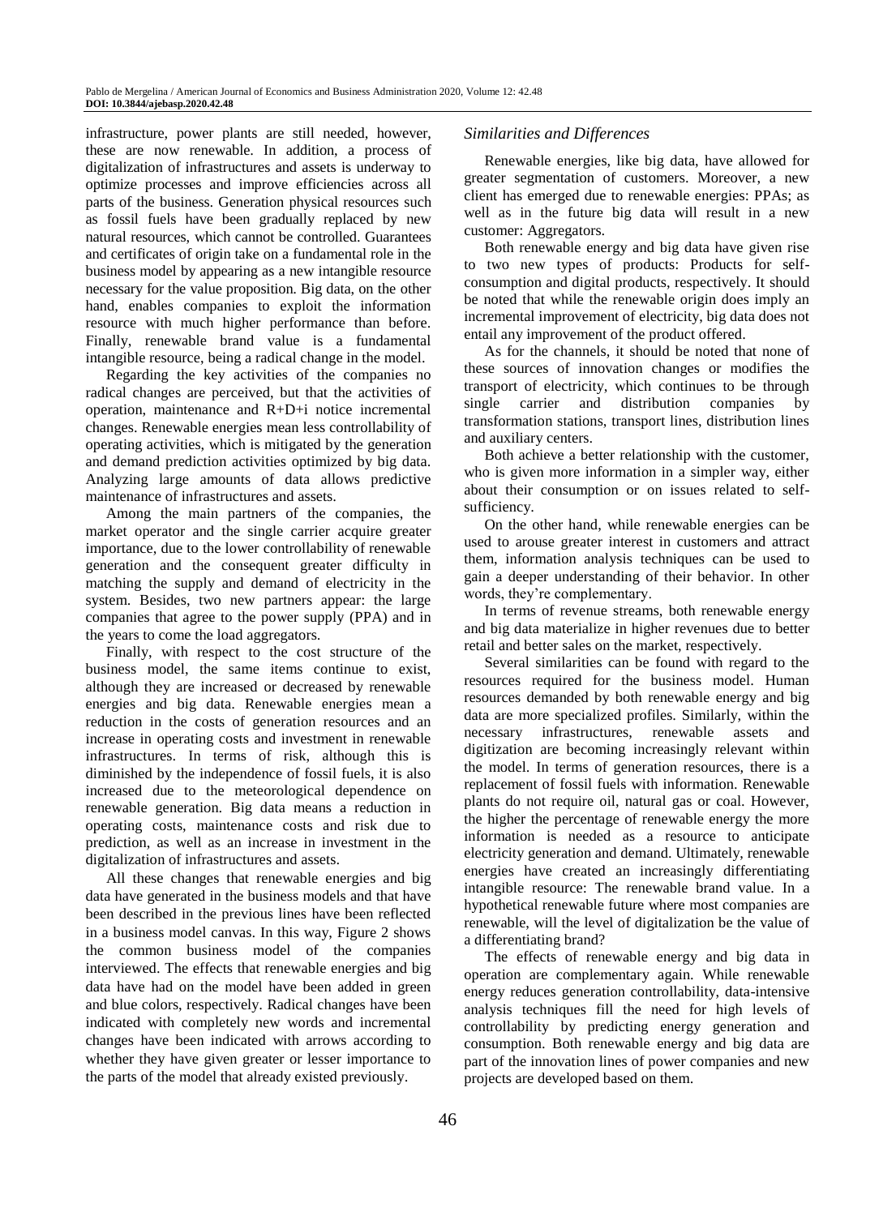infrastructure, power plants are still needed, however, these are now renewable. In addition, a process of digitalization of infrastructures and assets is underway to optimize processes and improve efficiencies across all parts of the business. Generation physical resources such as fossil fuels have been gradually replaced by new natural resources, which cannot be controlled. Guarantees and certificates of origin take on a fundamental role in the business model by appearing as a new intangible resource necessary for the value proposition. Big data, on the other hand, enables companies to exploit the information resource with much higher performance than before. Finally, renewable brand value is a fundamental intangible resource, being a radical change in the model.

Regarding the key activities of the companies no radical changes are perceived, but that the activities of operation, maintenance and R+D+i notice incremental changes. Renewable energies mean less controllability of operating activities, which is mitigated by the generation and demand prediction activities optimized by big data. Analyzing large amounts of data allows predictive maintenance of infrastructures and assets.

Among the main partners of the companies, the market operator and the single carrier acquire greater importance, due to the lower controllability of renewable generation and the consequent greater difficulty in matching the supply and demand of electricity in the system. Besides, two new partners appear: the large companies that agree to the power supply (PPA) and in the years to come the load aggregators.

Finally, with respect to the cost structure of the business model, the same items continue to exist, although they are increased or decreased by renewable energies and big data. Renewable energies mean a reduction in the costs of generation resources and an increase in operating costs and investment in renewable infrastructures. In terms of risk, although this is diminished by the independence of fossil fuels, it is also increased due to the meteorological dependence on renewable generation. Big data means a reduction in operating costs, maintenance costs and risk due to prediction, as well as an increase in investment in the digitalization of infrastructures and assets.

All these changes that renewable energies and big data have generated in the business models and that have been described in the previous lines have been reflected in a business model canvas. In this way, Figure 2 shows the common business model of the companies interviewed. The effects that renewable energies and big data have had on the model have been added in green and blue colors, respectively. Radical changes have been indicated with completely new words and incremental changes have been indicated with arrows according to whether they have given greater or lesser importance to the parts of the model that already existed previously.

### *Similarities and Differences*

Renewable energies, like big data, have allowed for greater segmentation of customers. Moreover, a new client has emerged due to renewable energies: PPAs; as well as in the future big data will result in a new customer: Aggregators.

Both renewable energy and big data have given rise to two new types of products: Products for self-consumption and digital products, respectively. It should be noted that while the renewable origin does imply an incremental improvement of electricity, big data does not entail any improvement of the product offered.

As for the channels, it should be noted that none of these sources of innovation changes or modifies the transport of electricity, which continues to be through single carrier and distribution companies by transformation stations, transport lines, distribution lines and auxiliary centers.

Both achieve a better relationship with the customer, who is given more information in a simpler way, either about their consumption or on issues related to self-sufficiency.

On the other hand, while renewable energies can be used to arouse greater interest in customers and attract them, information analysis techniques can be used to gain a deeper understanding of their behavior. In other words, they're complementary.

In terms of revenue streams, both renewable energy and big data materialize in higher revenues due to better retail and better sales on the market, respectively.

Several similarities can be found with regard to the resources required for the business model. Human resources demanded by both renewable energy and big data are more specialized profiles. Similarly, within the necessary infrastructures, renewable assets and digitization are becoming increasingly relevant within the model. In terms of generation resources, there is a replacement of fossil fuels with information. Renewable plants do not require oil, natural gas or coal. However, the higher the percentage of renewable energy the more information is needed as a resource to anticipate electricity generation and demand. Ultimately, renewable energies have created an increasingly differentiating intangible resource: The renewable brand value. In a hypothetical renewable future where most companies are renewable, will the level of digitalization be the value of a differentiating brand?

The effects of renewable energy and big data in operation are complementary again. While renewable energy reduces generation controllability, data-intensive analysis techniques fill the need for high levels of controllability by predicting energy generation and consumption. Both renewable energy and big data are part of the innovation lines of power companies and new projects are developed based on them.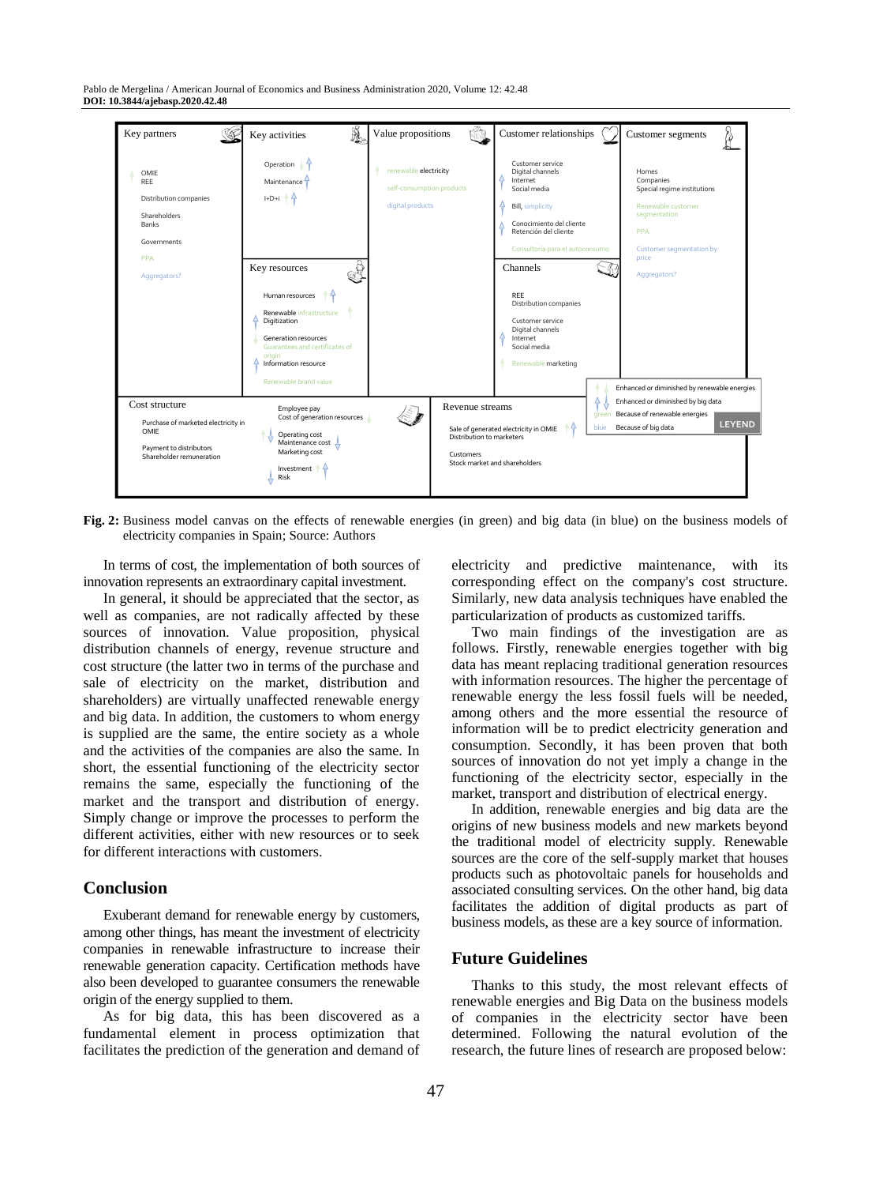**Key partners**

- OMIE
- REE
- Distribution companies
- Shareholders
- Banks
- Governments
- PPA
- Aggregators?

**Key activities**

- Operation
- Maintenance
- I+D+i

**Key resources**

- Human resources
- Renewable infrastructure
- Digitization
- Generation resources
- Guarantees and certificates of origin
- Information resource
- Renewable brand value

**Value propositions**

- renewable electricity
- self-consumption products
- digital products

**Customer relationships**

- Customer service
- Digital channels
- Internet
- Social media
- Bill, simplicity
- Conocimiento del cliente
- Retención del cliente
- Consultoría para el autoconsumo

**Channels**

- REE
- Distribution companies
- Customer service
- Digital channels
- Internet
- Social media
- Renewable marketing

**Customer segments**

- Homes
- Companies
- Special regime institutions
- Renewable customer segmentation
- PPA
- Customer segmentation by price
- Aggregators?

**Cost structure**

- Purchase of marketed electricity in OMIE
- Payment to distributors
- Shareholder remuneration
- Employee pay
- Cost of generation resources
- Operating cost
- Maintenance cost
- Marketing cost
- Investment
- Risk

**Revenue streams**

- Sale of generated electricity in OMIE
- Distribution to marketers
- Customers
- Stock market and shareholders

**LEYEND**

- Enhanced or diminished by renewable energies
- Enhanced or diminished by big data
- green: Because of renewable energies
- blue: Because of big data

**Fig. 2:** Business model canvas on the effects of renewable energies (in green) and big data (in blue) on the business models of electricity companies in Spain; Source: Authors

In terms of cost, the implementation of both sources of innovation represents an extraordinary capital investment.

In general, it should be appreciated that the sector, as well as companies, are not radically affected by these sources of innovation. Value proposition, physical distribution channels of energy, revenue structure and cost structure (the latter two in terms of the purchase and sale of electricity on the market, distribution and shareholders) are virtually unaffected renewable energy and big data. In addition, the customers to whom energy is supplied are the same, the entire society as a whole and the activities of the companies are also the same. In short, the essential functioning of the electricity sector remains the same, especially the functioning of the market and the transport and distribution of energy. Simply change or improve the processes to perform the different activities, either with new resources or to seek for different interactions with customers.

## Conclusion

Exuberant demand for renewable energy by customers, among other things, has meant the investment of electricity companies in renewable infrastructure to increase their renewable generation capacity. Certification methods have also been developed to guarantee consumers the renewable origin of the energy supplied to them.

As for big data, this has been discovered as a fundamental element in process optimization that facilitates the prediction of the generation and demand of electricity and predictive maintenance, with its corresponding effect on the company's cost structure. Similarly, new data analysis techniques have enabled the particularization of products as customized tariffs.

Two main findings of the investigation are as follows. Firstly, renewable energies together with big data has meant replacing traditional generation resources with information resources. The higher the percentage of renewable energy the less fossil fuels will be needed, among others and the more essential the resource of information will be to predict electricity generation and consumption. Secondly, it has been proven that both sources of innovation do not yet imply a change in the functioning of the electricity sector, especially in the market, transport and distribution of electrical energy.

In addition, renewable energies and big data are the origins of new business models and new markets beyond the traditional model of electricity supply. Renewable sources are the core of the self-supply market that houses products such as photovoltaic panels for households and associated consulting services. On the other hand, big data facilitates the addition of digital products as part of business models, as these are a key source of information.

## Future Guidelines

Thanks to this study, the most relevant effects of renewable energies and Big Data on the business models of companies in the electricity sector have been determined. Following the natural evolution of the research, the future lines of research are proposed below: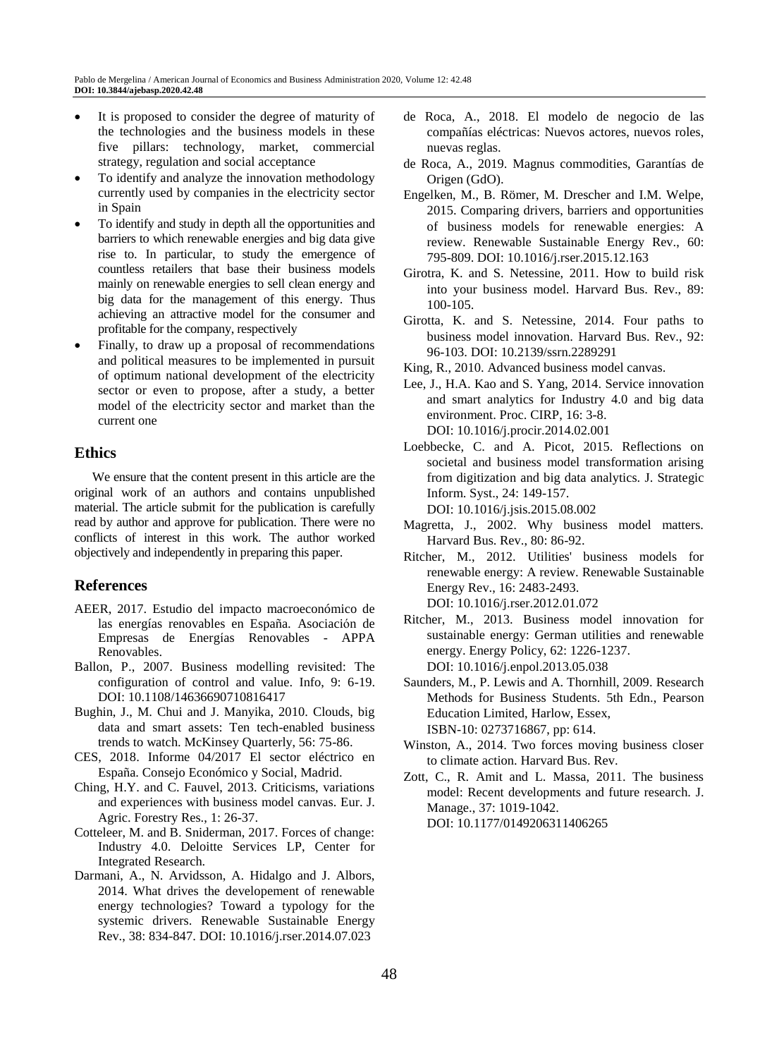- It is proposed to consider the degree of maturity of the technologies and the business models in these five pillars: technology, market, commercial strategy, regulation and social acceptance
- To identify and analyze the innovation methodology currently used by companies in the electricity sector in Spain
- To identify and study in depth all the opportunities and barriers to which renewable energies and big data give rise to. In particular, to study the emergence of countless retailers that base their business models mainly on renewable energies to sell clean energy and big data for the management of this energy. Thus achieving an attractive model for the consumer and profitable for the company, respectively
- Finally, to draw up a proposal of recommendations and political measures to be implemented in pursuit of optimum national development of the electricity sector or even to propose, after a study, a better model of the electricity sector and market than the current one

## Ethics

We ensure that the content present in this article are the original work of an authors and contains unpublished material. The article submit for the publication is carefully read by author and approve for publication. There were no conflicts of interest in this work. The author worked objectively and independently in preparing this paper.

## References

AEER, 2017. Estudio del impacto macroeconómico de las energías renovables en España. Asociación de Empresas de Energías Renovables - APPA Renovables.

Ballon, P., 2007. Business modelling revisited: The configuration of control and value. Info, 9: 6-19. DOI: 10.1108/14636690710816417

Bughin, J., M. Chui and J. Manyika, 2010. Clouds, big data and smart assets: Ten tech-enabled business trends to watch. McKinsey Quarterly, 56: 75-86.

CES, 2018. Informe 04/2017 El sector eléctrico en España. Consejo Económico y Social, Madrid.

Ching, H.Y. and C. Fauvel, 2013. Criticisms, variations and experiences with business model canvas. Eur. J. Agric. Forestry Res., 1: 26-37.

Cotteleer, M. and B. Sniderman, 2017. Forces of change: Industry 4.0. Deloitte Services LP, Center for Integrated Research.

Darmani, A., N. Arvidsson, A. Hidalgo and J. Albors, 2014. What drives the developement of renewable energy technologies? Toward a typology for the systemic drivers. Renewable Sustainable Energy Rev., 38: 834-847. DOI: 10.1016/j.rser.2014.07.023

de Roca, A., 2018. El modelo de negocio de las compañías eléctricas: Nuevos actores, nuevos roles, nuevas reglas.

de Roca, A., 2019. Magnus commodities, Garantías de Origen (GdO).

Engelken, M., B. Römer, M. Drescher and I.M. Welpe, 2015. Comparing drivers, barriers and opportunities of business models for renewable energies: A review. Renewable Sustainable Energy Rev., 60: 795-809. DOI: 10.1016/j.rser.2015.12.163

Girotra, K. and S. Netessine, 2011. How to build risk into your business model. Harvard Bus. Rev., 89: 100-105.

Girotta, K. and S. Netessine, 2014. Four paths to business model innovation. Harvard Bus. Rev., 92: 96-103. DOI: 10.2139/ssrn.2289291

King, R., 2010. Advanced business model canvas.

Lee, J., H.A. Kao and S. Yang, 2014. Service innovation and smart analytics for Industry 4.0 and big data environment. Proc. CIRP, 16: 3-8. DOI: 10.1016/j.procir.2014.02.001

Loebbecke, C. and A. Picot, 2015. Reflections on societal and business model transformation arising from digitization and big data analytics. J. Strategic Inform. Syst., 24: 149-157. DOI: 10.1016/j.jsis.2015.08.002

Magretta, J., 2002. Why business model matters. Harvard Bus. Rev., 80: 86-92.

Ritcher, M., 2012. Utilities' business models for renewable energy: A review. Renewable Sustainable Energy Rev., 16: 2483-2493. DOI: 10.1016/j.rser.2012.01.072

Ritcher, M., 2013. Business model innovation for sustainable energy: German utilities and renewable energy. Energy Policy, 62: 1226-1237. DOI: 10.1016/j.enpol.2013.05.038

Saunders, M., P. Lewis and A. Thornhill, 2009. Research Methods for Business Students. 5th Edn., Pearson Education Limited, Harlow, Essex, ISBN-10: 0273716867, pp: 614.

Winston, A., 2014. Two forces moving business closer to climate action. Harvard Bus. Rev.

Zott, C., R. Amit and L. Massa, 2011. The business model: Recent developments and future research. J. Manage., 37: 1019-1042. DOI: 10.1177/0149206311406265